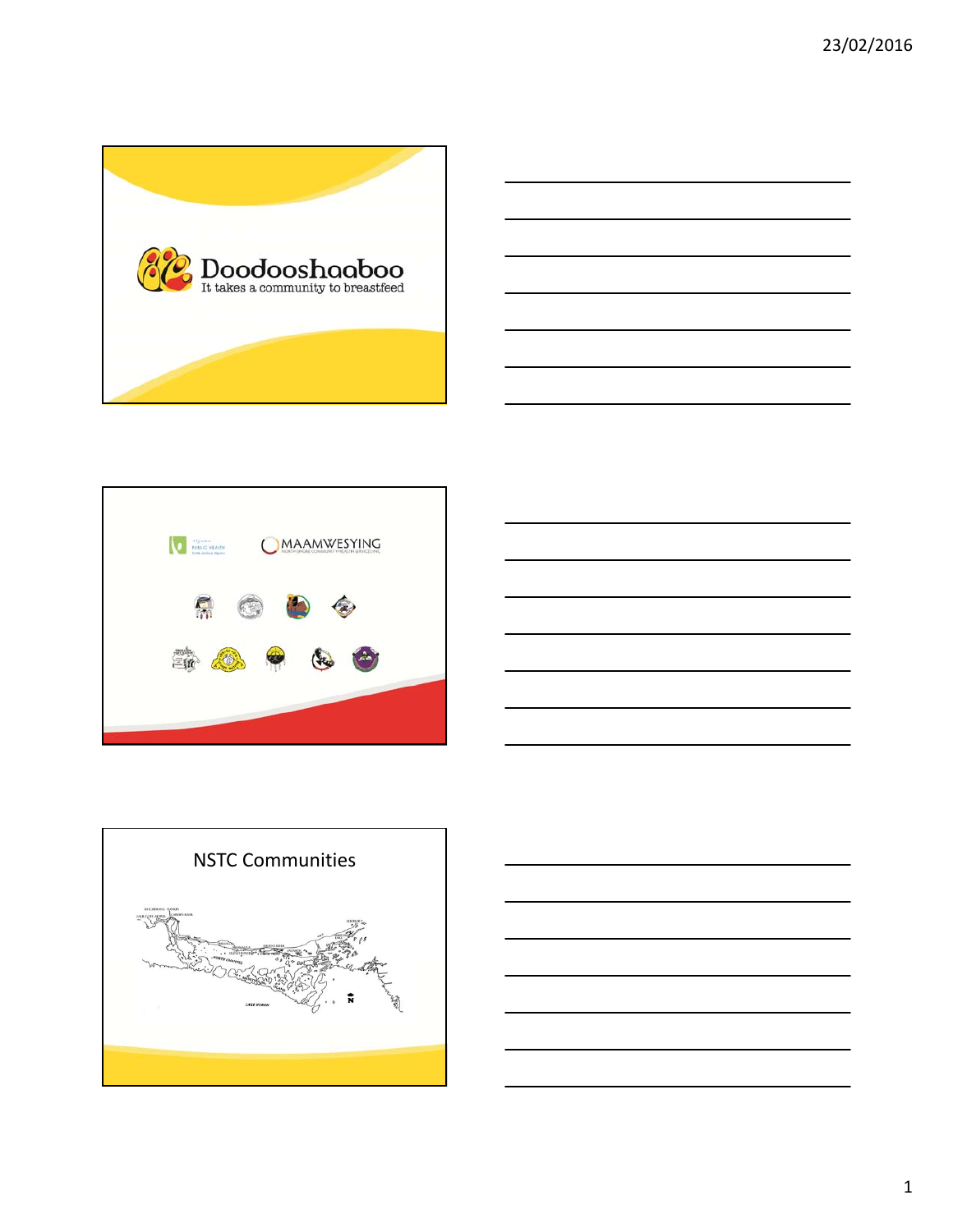# Doodooshaaboo

It takes a community to breastfeed

Algoma Public Health

MAAMWESYING

NORTH SHORE COMMUNITY HEALTH SERVICES INC.

## NSTC Communities

LAKE HURON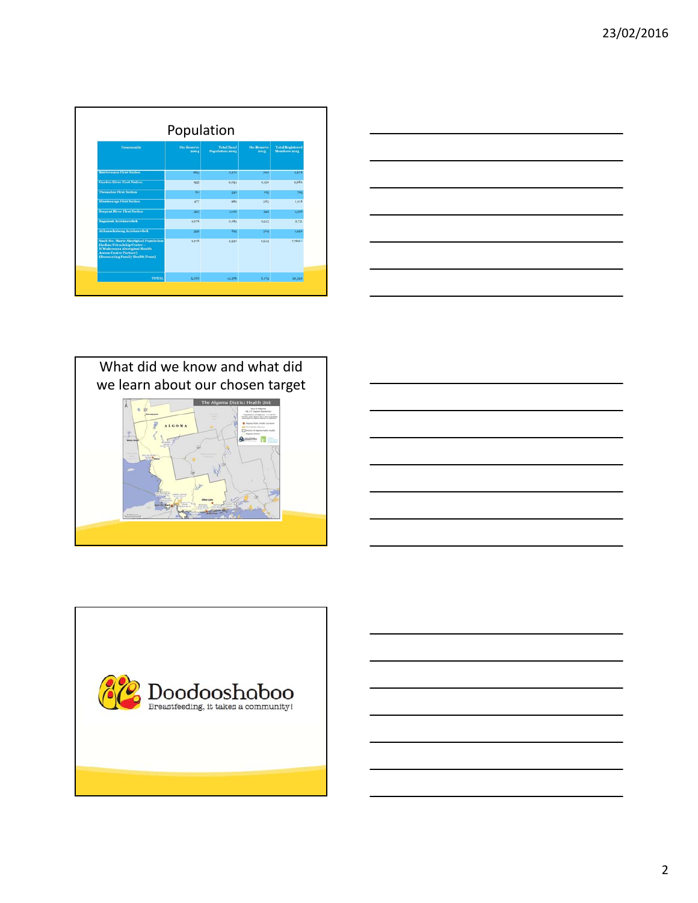## Population

| Community | On-Reserve 2004 | Total Band Population 2003 | On-Reserve 2013 | Total Registered Members 2013 |
|---|---|---|---|---|
| Batchewana First Nation | 663 | 2,170 | 700 | 2,878 |
| Garden River First Nation | 935 | 2,051 | 1,150 | 2,682 |
| Thessalon First Nation | 80 | 542 | 105 | 705 |
| Mississauga First Nation | 477 | 982 | 385 | 1,218 |
| Serpent River First Nation | 323 | 1,100 | 341 | 1,306 |
| Sagamok Anishnawbek | 1,078 | 2,183 | 1,515 | 2,751 |
| Atikameksheng Anishnawbek | 359 | 815 | 364 | 1,226 |
| Sault Ste. Marie Aboriginal Population (Indian Friendship Centre – N'Mninoeyaa Aboriginal Health Access Centre Partner) (Baawaating Family Health Team) | 1,278 | 2,530 | 1,614 | 7,760 |
| TOTAL | 5,188 | 12,376 | 6,174 | 20,526 |

## What did we know and what did we learn about our chosen target

The Algoma District Health Unit

ALGOMA

Doodooshaboo

Breastfeeding, it takes a community!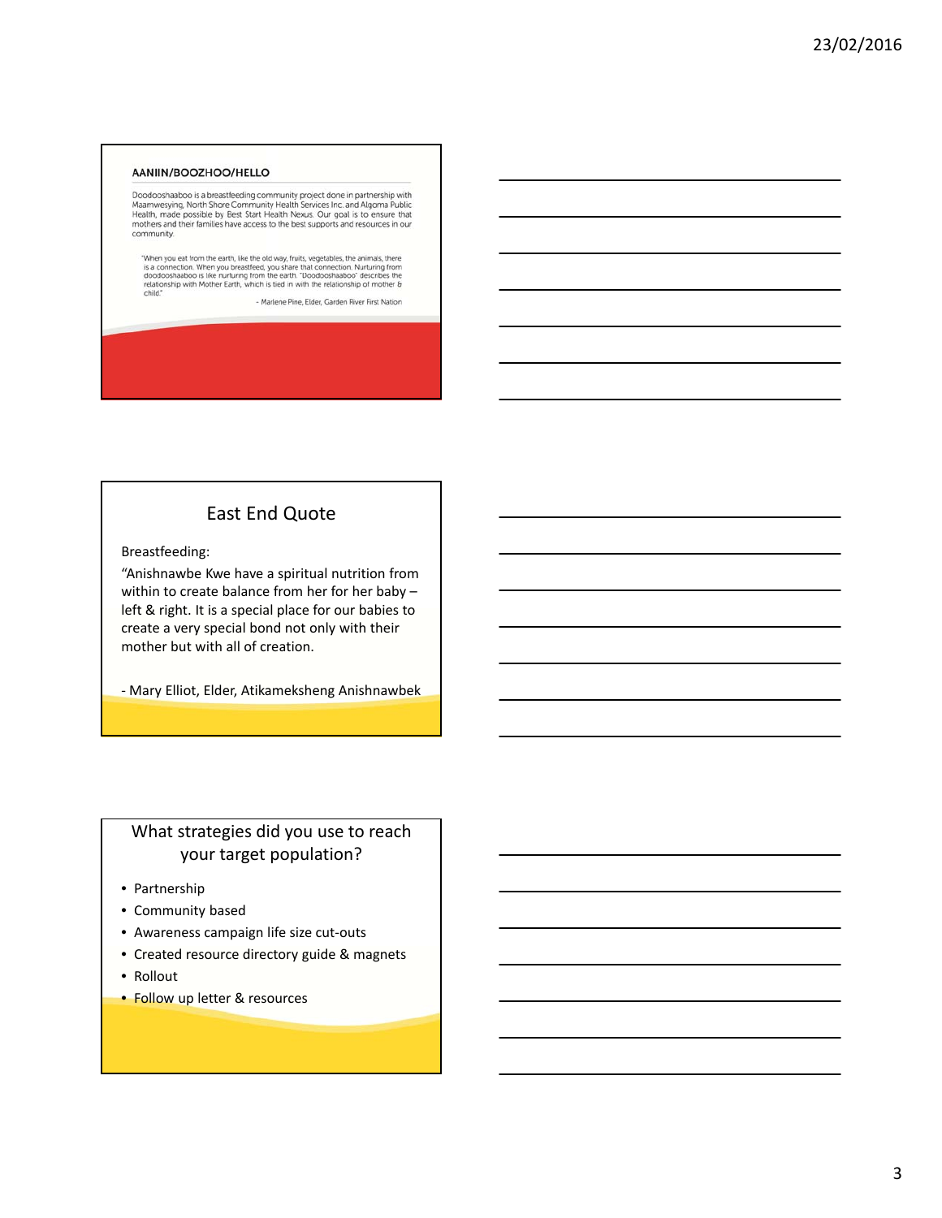## AANIIN/BOOZHOO/HELLO

Doodooshaaboo is a breastfeeding community project done in partnership with Maamwesying, North Shore Community Health Services Inc. and Algoma Public Health, made possible by Best Start Health Nexus. Our goal is to ensure that mothers and their families have access to the best supports and resources in our community.

> "When you eat from the earth, like the old way, fruits, vegetables, the animals, there is a connection. When you breastfeed, you share that connection. Nurturing from doodooshaaboo is like nurturing from the earth. "Doodooshaaboo" describes the relationship with Mother Earth, which is tied in with the relationship of mother & child."
>
> \- Marlene Pine, Elder, Garden River First Nation

## East End Quote

Breastfeeding:

"Anishnawbe Kwe have a spiritual nutrition from within to create balance from her for her baby – left & right. It is a special place for our babies to create a very special bond not only with their mother but with all of creation.

\- Mary Elliot, Elder, Atikameksheng Anishnawbek

## What strategies did you use to reach your target population?

- Partnership
- Community based
- Awareness campaign life size cut-outs
- Created resource directory guide & magnets
- Rollout
- Follow up letter & resources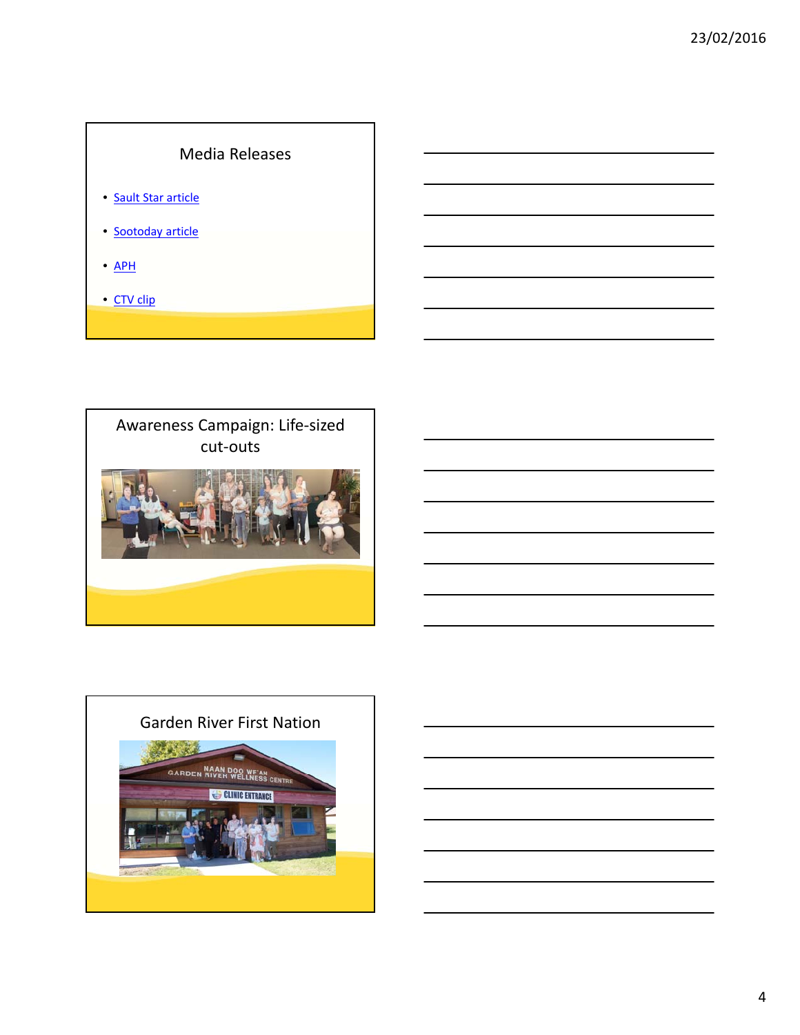## Media Releases

- Sault Star article
- Sootoday article
- APH
- CTV clip

## Awareness Campaign: Life-sized cut-outs

## Garden River First Nation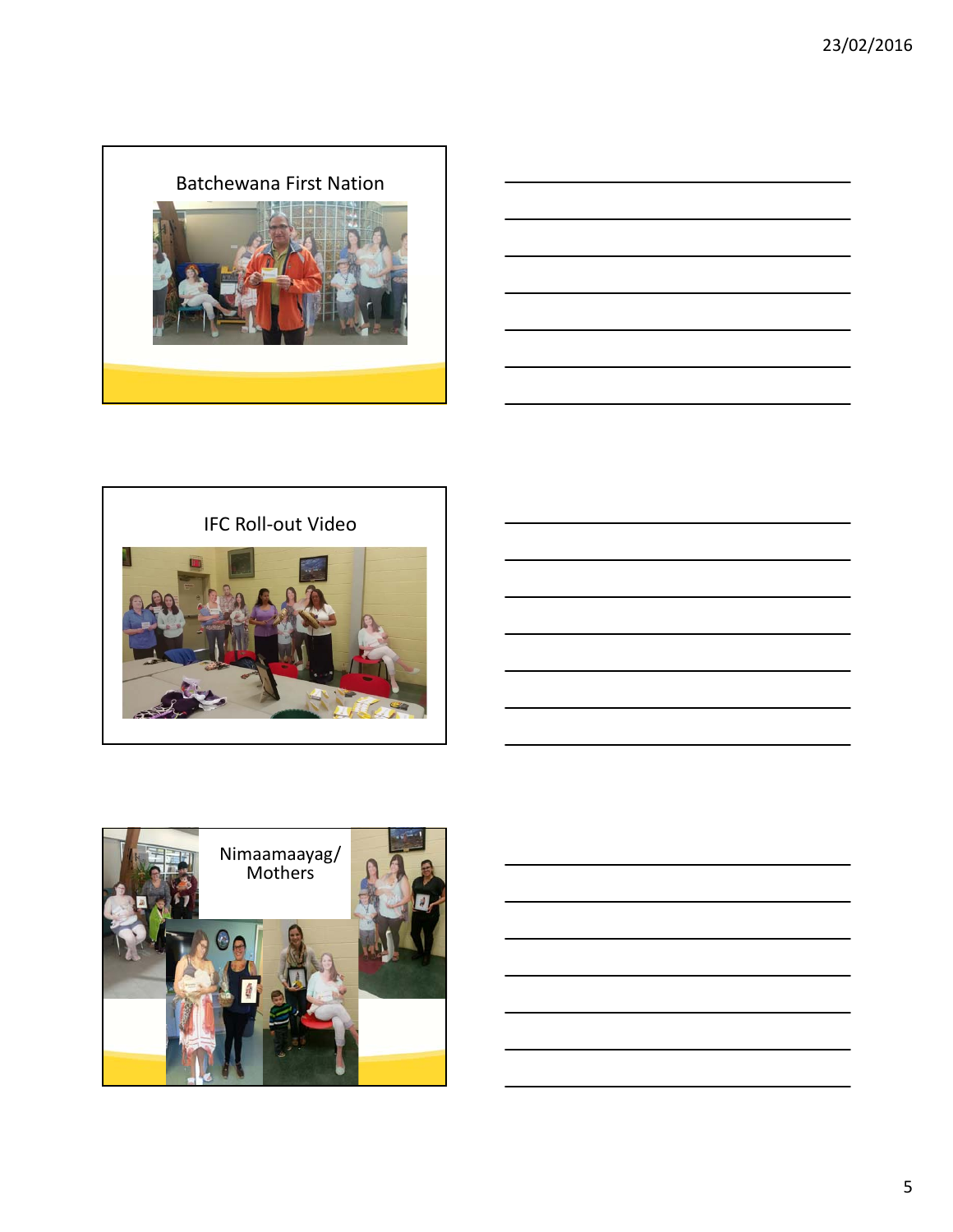## Batchewana First Nation

## IFC Roll-out Video

## Nimaamaayag/ Mothers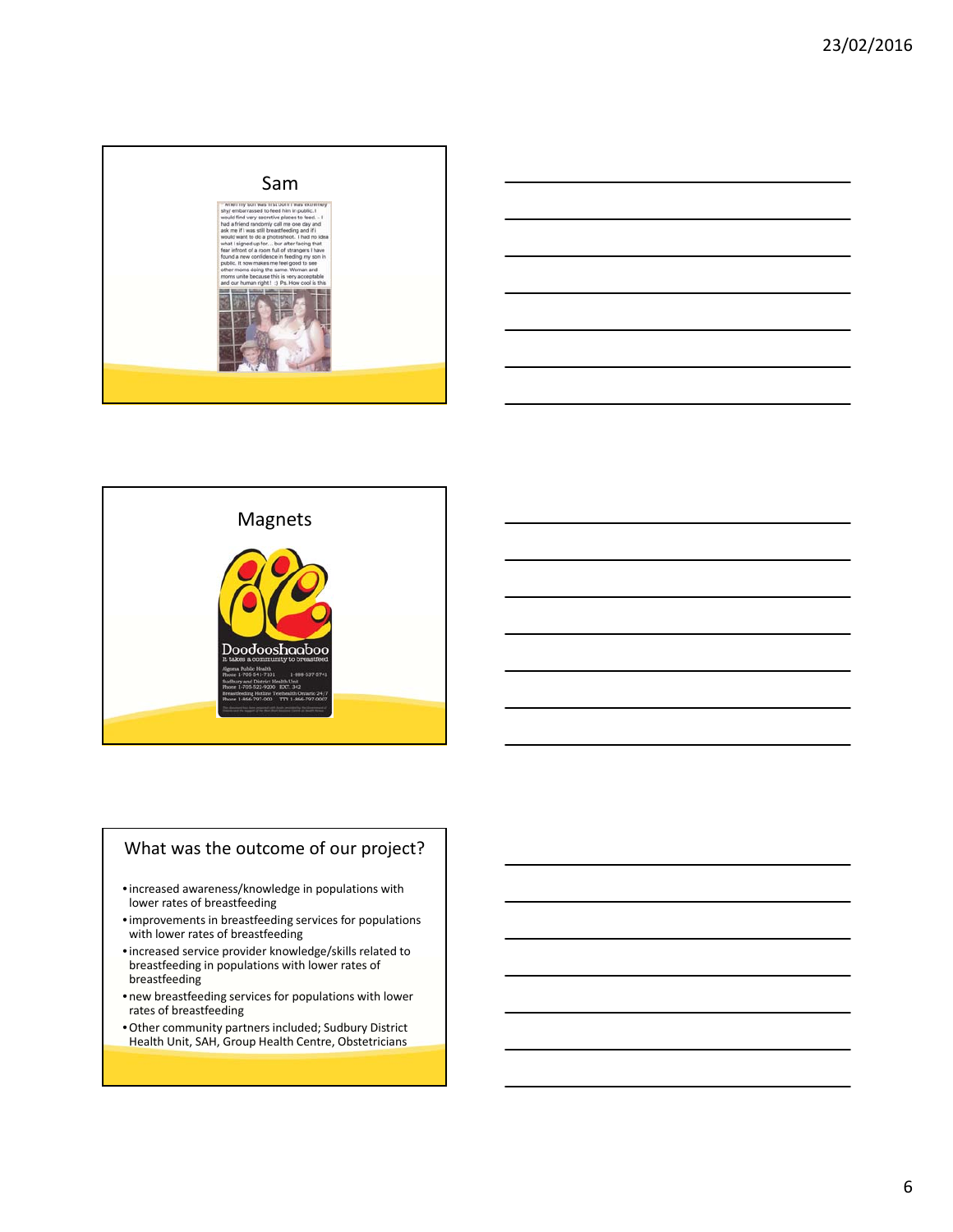## Sam

When my son was first born I was extremely shy/ embarrassed to feed him in public..I would find very secretive places to feed. - I had a friend randomly call me one day and ask me if i was still breastfeeding and if i would want to do a photoshoot.. I had no idea what i signed up for.... but after facing that fear infront of a room full of strangers I have found a new confidence in feeding my son in public. It now makes me feel good to see other moms doing the same. Woman and moms unite because this is very acceptable and our human right ! :) Ps. How cool is this

## Magnets

Doodooshaaboo
It takes a community to breastfeed

Algoma Public Health
Phone 1-705-541-7101 1-888-537-5741
Sudbury and District Health Unit
Phone 1-705-522-9200 EXT. 342
Breastfeeding Hotline Telehealth Ontario 24/7
Phone 1-866-797-000 TTY 1-866-797-0007

## What was the outcome of our project?

- increased awareness/knowledge in populations with lower rates of breastfeeding
- improvements in breastfeeding services for populations with lower rates of breastfeeding
- increased service provider knowledge/skills related to breastfeeding in populations with lower rates of breastfeeding
- new breastfeeding services for populations with lower rates of breastfeeding
- Other community partners included; Sudbury District Health Unit, SAH, Group Health Centre, Obstetricians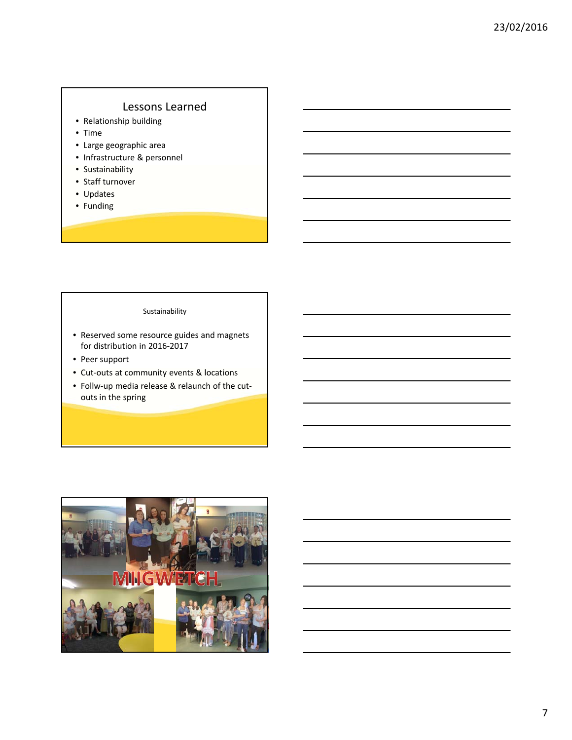## Lessons Learned

- Relationship building
- Time
- Large geographic area
- Infrastructure & personnel
- Sustainability
- Staff turnover
- Updates
- Funding

## Sustainability

- Reserved some resource guides and magnets for distribution in 2016-2017
- Peer support
- Cut-outs at community events & locations
- Follw-up media release & relaunch of the cut-outs in the spring

MIIGWETCH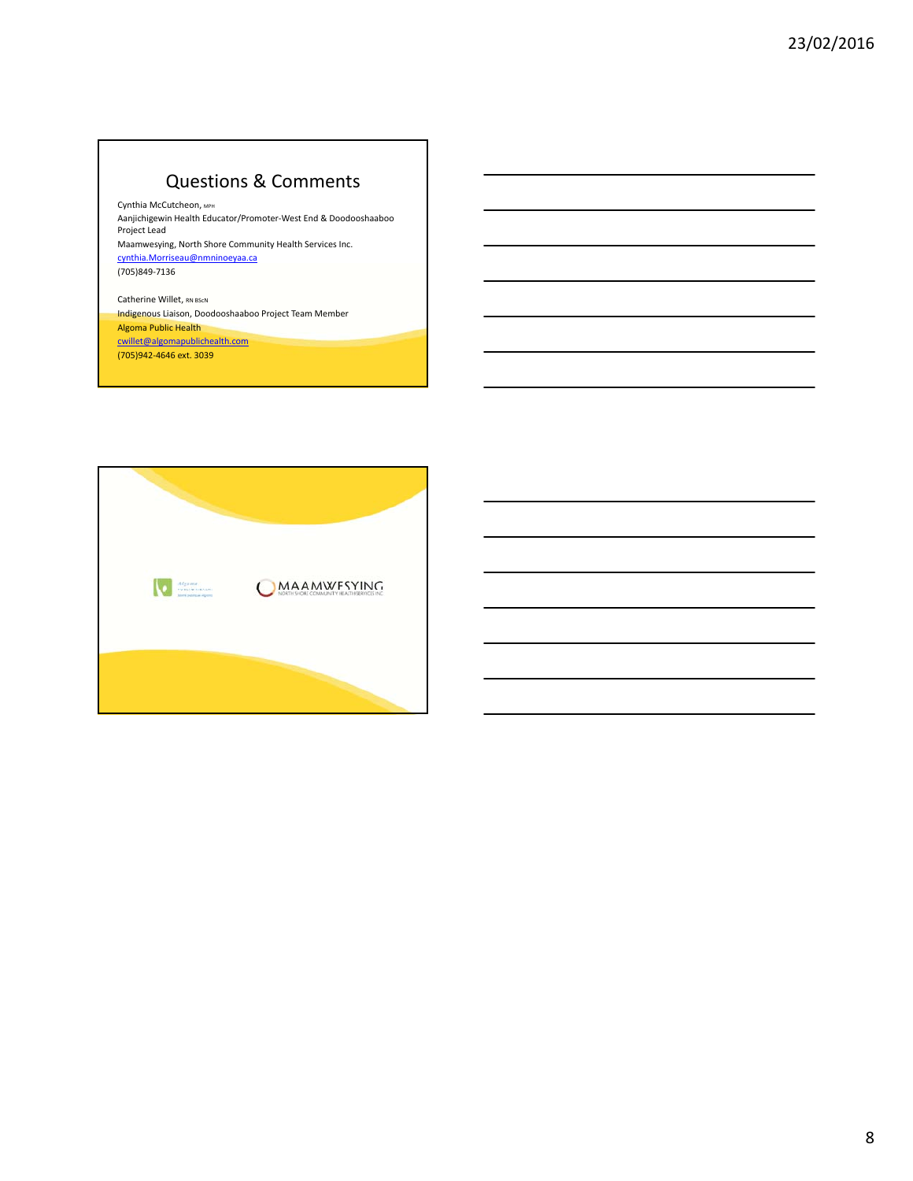## Questions & Comments

Cynthia McCutcheon, MPH
Aanjichigewin Health Educator/Promoter-West End & Doodooshaaboo Project Lead
Maamwesying, North Shore Community Health Services Inc.
cynthia.Morriseau@nmninoeyaa.ca
(705)849-7136

Catherine Willet, RN BScN
Indigenous Liaison, Doodooshaaboo Project Team Member
Algoma Public Health
cwillet@algomapublichealth.com
(705)942-4646 ext. 3039

MAAMWESYING
NORTH SHORE COMMUNITY HEALTH SERVICES INC